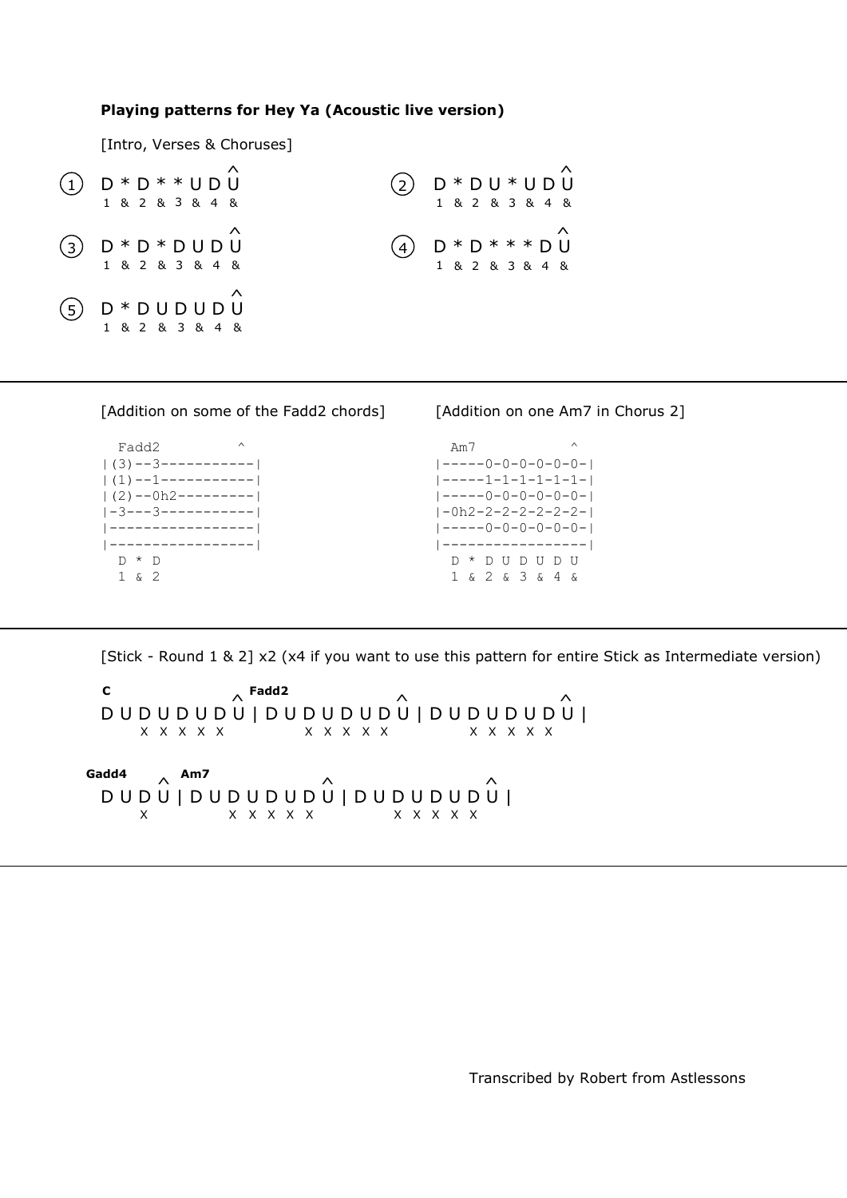**Playing patterns for Hey Ya (Acoustic live version)**

[Intro, Verses & Choruses]

```
                    ^
(1)  D * D * * U D U
     1 & 2 & 3 & 4 &

                    ^
(2)  D * D U * U D U
     1 & 2 & 3 & 4 &

                    ^
(3)  D * D * D U D U
     1 & 2 & 3 & 4 &

                    ^
(4)  D * D * * * D U
     1 & 2 & 3 & 4 &

                    ^
(5)  D * D U D U D U
     1 & 2 & 3 & 4 &
```

---

[Addition on some of the Fadd2 chords]

```
  Fadd2         ^
|(3)--3-----------|
|(1)--1-----------|
|(2)--0h2---------|
|-3---3-----------|
|-----------------|
|-----------------|
  D * D
  1 & 2
```

[Addition on one Am7 in Chorus 2]

```
  Am7            ^
|-----0-0-0-0-0-0-|
|-----1-1-1-1-1-1-|
|-----0-0-0-0-0-0-|
|-0h2-2-2-2-2-2-2-|
|-----0-0-0-0-0-0-|
|-----------------|
  D * D U D U D U
  1 & 2 & 3 & 4 &
```

---

[Stick - Round 1 & 2] x2 (x4 if you want to use this pattern for entire Stick as Intermediate version)

```
C             ^ Fadd2           ^                 ^
D U D U D U D U | D U D U D U D U | D U D U D U D U |
    x x x x x x       x x x x x x       x x x x x x

Gadd4 ^ Am7                     ^                 ^
D U D U | D U D U D U D U | D U D U D U D U |
    x         x x x x x x       x x x x x x
```

---

Transcribed by Robert from Astlessons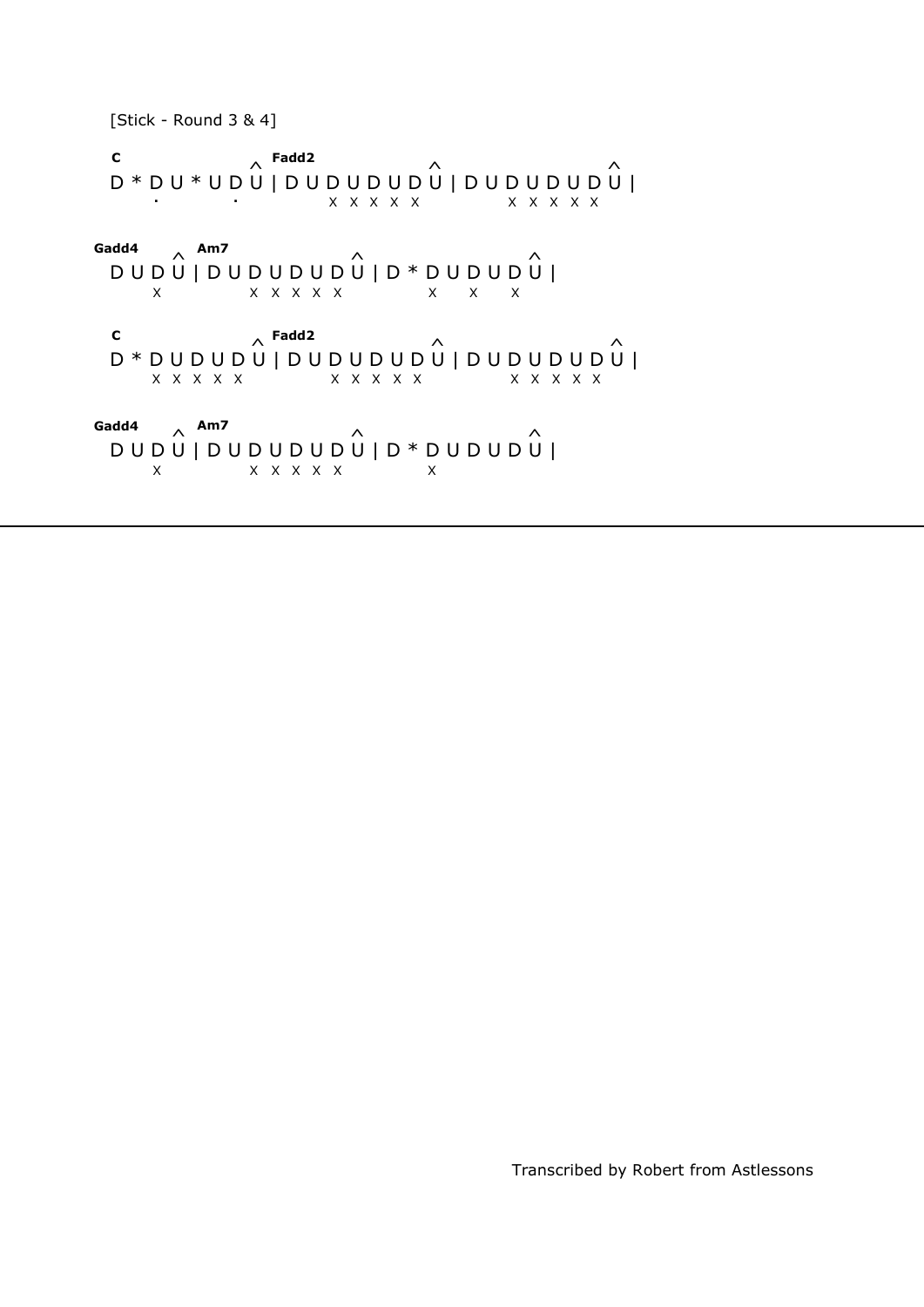[Stick - Round 3 & 4]

```
C                    ^  Fadd2                   ^                       ^
D * D U * U D U | D U D U D U D U | D U D U D U D U |
    ·           ·               X  X  X  X  X              X  X  X  X  X

Gadd4     ^   Am7                   ^                  ^
D U D U | D U D U D U D U | D * D U D U D U |
    X             X  X  X  X  X           X     X     X

C                    ^  Fadd2                   ^                       ^
D * D U D U D U | D U D U D U D U | D U D U D U D U |
    X  X  X  X  X          X  X  X  X  X              X  X  X  X  X

Gadd4     ^   Am7                   ^                  ^
D U D U | D U D U D U D U | D * D U D U D U |
    X             X  X  X  X  X           X
```

Transcribed by Robert from Astlessons